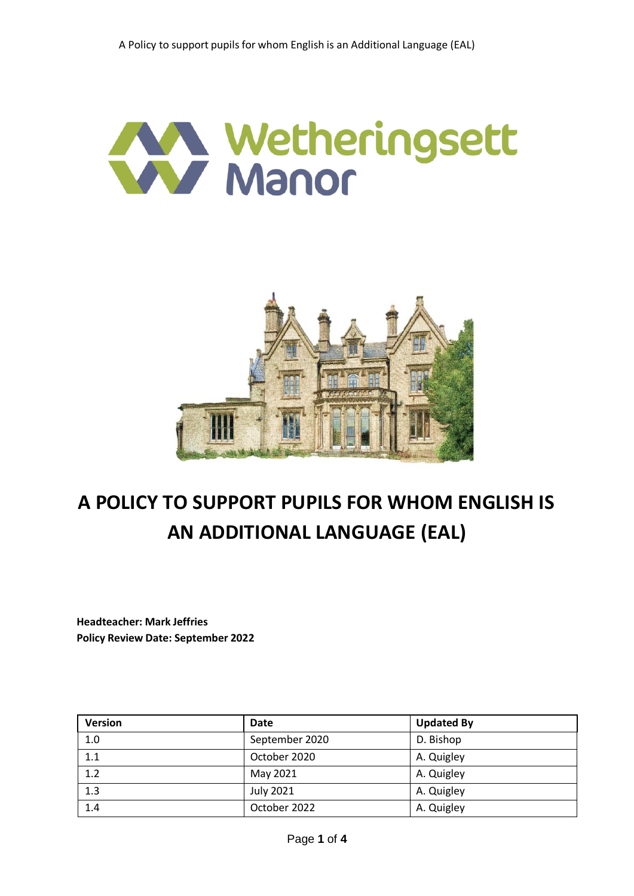# A POLICY TO SUPPORT PUPILS FOR WHOM ENGLISH IS AN ADDITIONAL LANGUAGE (EAL)

**Headteacher: Mark Jeffries**
**Policy Review Date: September 2022**

| Version | Date | Updated By |
|---|---|---|
| 1.0 | September 2020 | D. Bishop |
| 1.1 | October 2020 | A. Quigley |
| 1.2 | May 2021 | A. Quigley |
| 1.3 | July 2021 | A. Quigley |
| 1.4 | October 2022 | A. Quigley |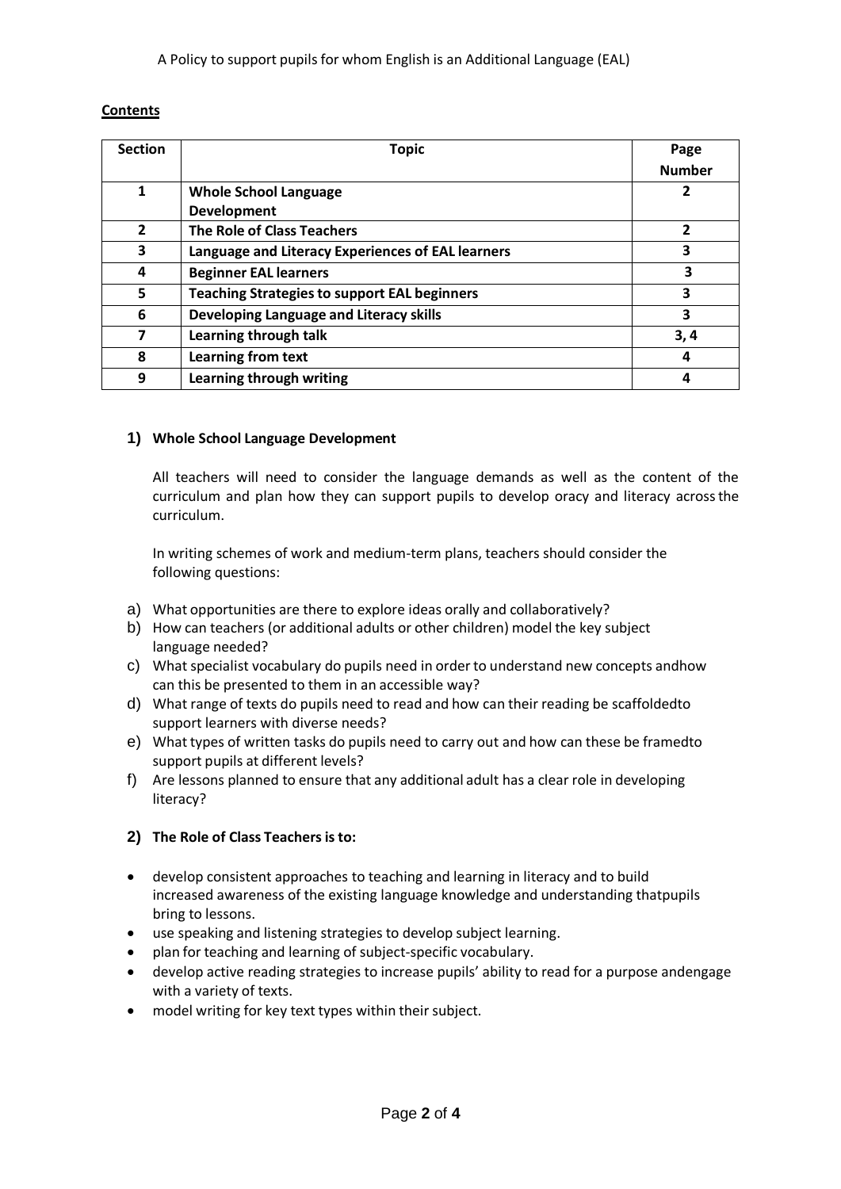A Policy to support pupils for whom English is an Additional Language (EAL)

**Contents**

| Section | Topic | Page Number |
|---|---|---|
| 1 | **Whole School Language Development** | 2 |
| 2 | **The Role of Class Teachers** | 2 |
| 3 | **Language and Literacy Experiences of EAL learners** | 3 |
| 4 | **Beginner EAL learners** | 3 |
| 5 | **Teaching Strategies to support EAL beginners** | 3 |
| 6 | **Developing Language and Literacy skills** | 3 |
| 7 | **Learning through talk** | 3, 4 |
| 8 | **Learning from text** | 4 |
| 9 | **Learning through writing** | 4 |

### 1) Whole School Language Development

All teachers will need to consider the language demands as well as the content of the curriculum and plan how they can support pupils to develop oracy and literacy across the curriculum.

In writing schemes of work and medium-term plans, teachers should consider the following questions:

a) What opportunities are there to explore ideas orally and collaboratively?
b) How can teachers (or additional adults or other children) model the key subject language needed?
c) What specialist vocabulary do pupils need in order to understand new concepts andhow can this be presented to them in an accessible way?
d) What range of texts do pupils need to read and how can their reading be scaffoldedto support learners with diverse needs?
e) What types of written tasks do pupils need to carry out and how can these be framedto support pupils at different levels?
f) Are lessons planned to ensure that any additional adult has a clear role in developing literacy?

### 2) The Role of Class Teachers is to:

- develop consistent approaches to teaching and learning in literacy and to build increased awareness of the existing language knowledge and understanding thatpupils bring to lessons.
- use speaking and listening strategies to develop subject learning.
- plan for teaching and learning of subject-specific vocabulary.
- develop active reading strategies to increase pupils' ability to read for a purpose andengage with a variety of texts.
- model writing for key text types within their subject.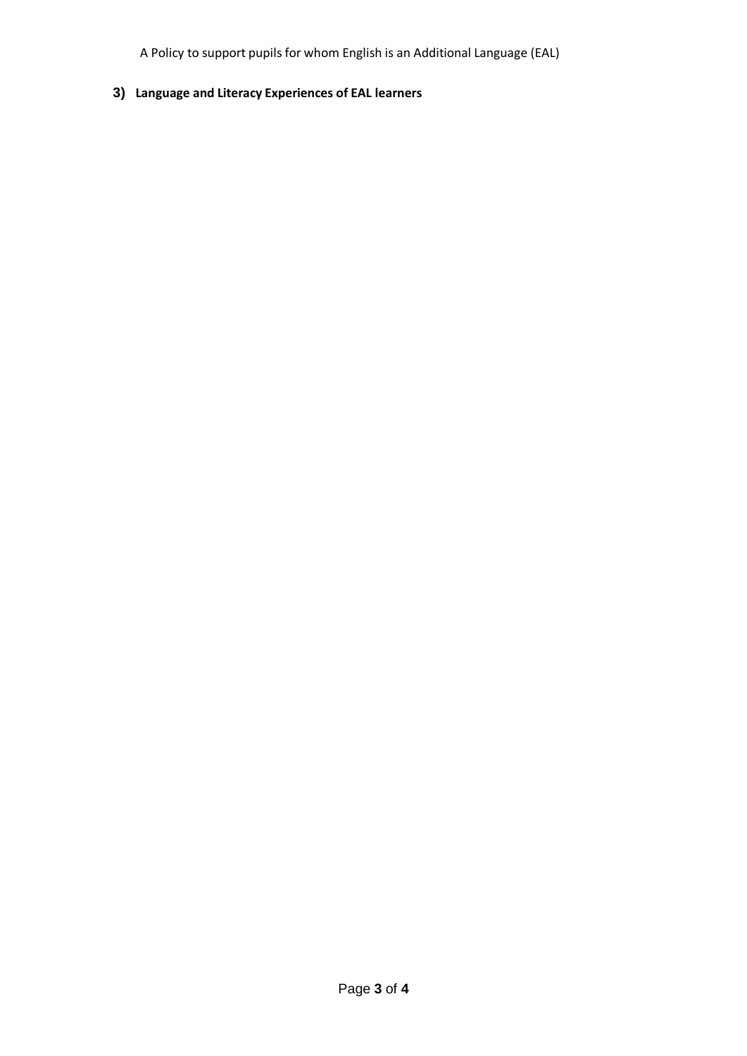## 3) Language and Literacy Experiences of EAL learners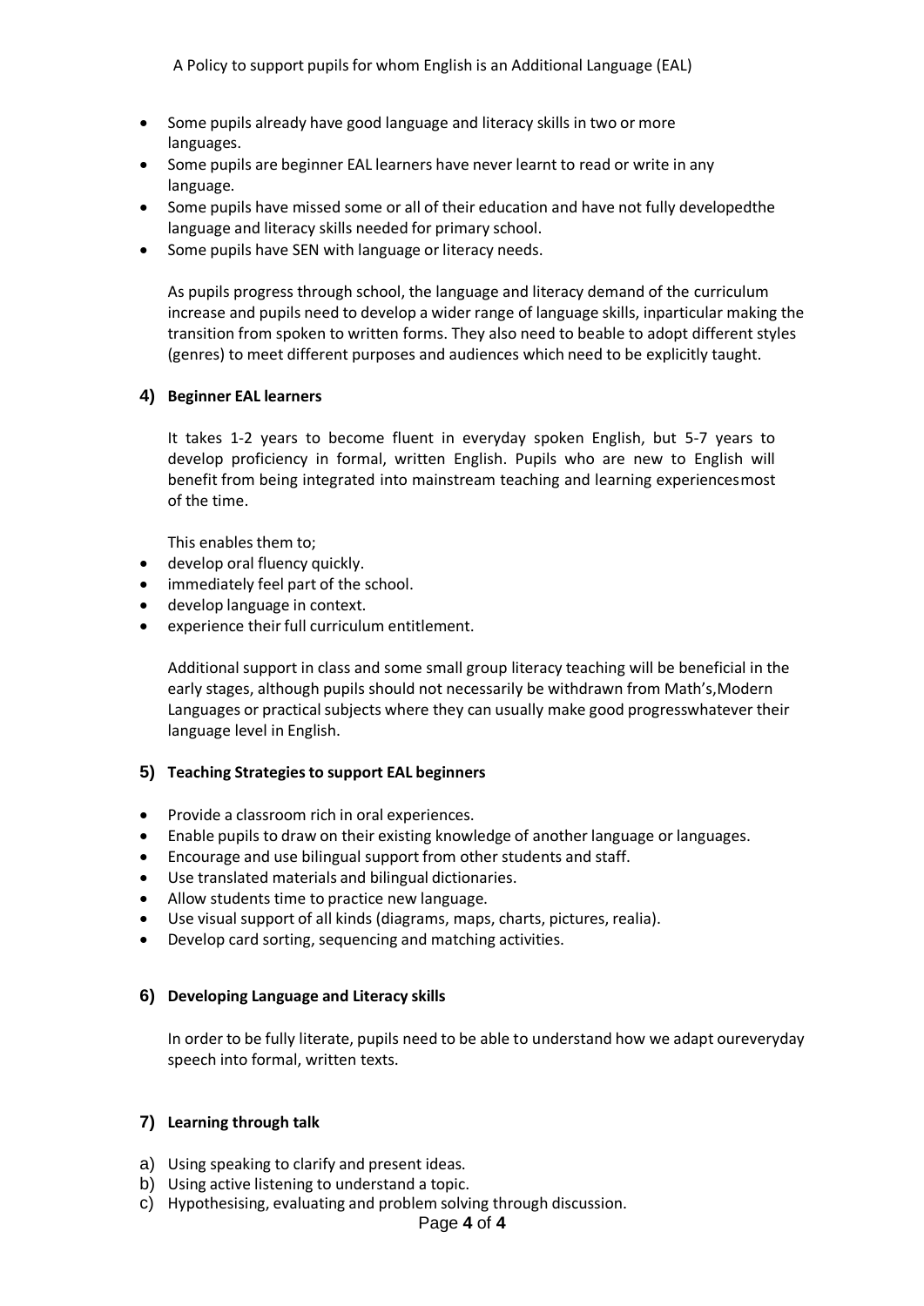- Some pupils already have good language and literacy skills in two or more languages.
- Some pupils are beginner EAL learners have never learnt to read or write in any language.
- Some pupils have missed some or all of their education and have not fully developedthe language and literacy skills needed for primary school.
- Some pupils have SEN with language or literacy needs.

As pupils progress through school, the language and literacy demand of the curriculum increase and pupils need to develop a wider range of language skills, inparticular making the transition from spoken to written forms. They also need to beable to adopt different styles (genres) to meet different purposes and audiences which need to be explicitly taught.

### 4) Beginner EAL learners

It takes 1-2 years to become fluent in everyday spoken English, but 5-7 years to develop proficiency in formal, written English. Pupils who are new to English will benefit from being integrated into mainstream teaching and learning experiencesmost of the time.

This enables them to;

- develop oral fluency quickly.
- immediately feel part of the school.
- develop language in context.
- experience their full curriculum entitlement.

Additional support in class and some small group literacy teaching will be beneficial in the early stages, although pupils should not necessarily be withdrawn from Math's,Modern Languages or practical subjects where they can usually make good progresswhatever their language level in English.

### 5) Teaching Strategies to support EAL beginners

- Provide a classroom rich in oral experiences.
- Enable pupils to draw on their existing knowledge of another language or languages.
- Encourage and use bilingual support from other students and staff.
- Use translated materials and bilingual dictionaries.
- Allow students time to practice new language.
- Use visual support of all kinds (diagrams, maps, charts, pictures, realia).
- Develop card sorting, sequencing and matching activities.

### 6) Developing Language and Literacy skills

In order to be fully literate, pupils need to be able to understand how we adapt oureveryday speech into formal, written texts.

### 7) Learning through talk

a) Using speaking to clarify and present ideas.
b) Using active listening to understand a topic.
c) Hypothesising, evaluating and problem solving through discussion.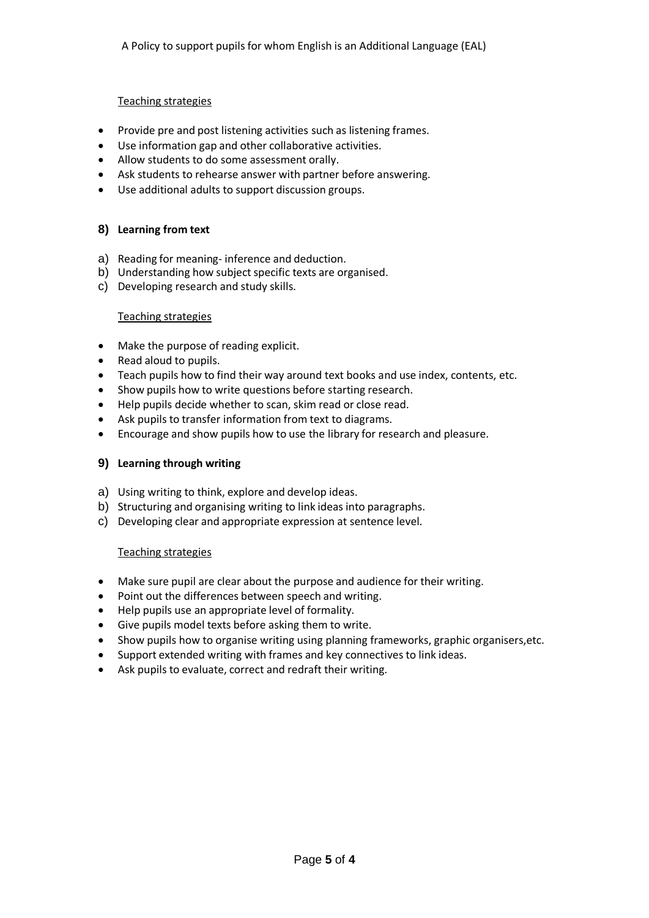Teaching strategies

- Provide pre and post listening activities such as listening frames.
- Use information gap and other collaborative activities.
- Allow students to do some assessment orally.
- Ask students to rehearse answer with partner before answering.
- Use additional adults to support discussion groups.

### 8) Learning from text

a) Reading for meaning- inference and deduction.
b) Understanding how subject specific texts are organised.
c) Developing research and study skills.

Teaching strategies

- Make the purpose of reading explicit.
- Read aloud to pupils.
- Teach pupils how to find their way around text books and use index, contents, etc.
- Show pupils how to write questions before starting research.
- Help pupils decide whether to scan, skim read or close read.
- Ask pupils to transfer information from text to diagrams.
- Encourage and show pupils how to use the library for research and pleasure.

### 9) Learning through writing

a) Using writing to think, explore and develop ideas.
b) Structuring and organising writing to link ideas into paragraphs.
c) Developing clear and appropriate expression at sentence level.

Teaching strategies

- Make sure pupil are clear about the purpose and audience for their writing.
- Point out the differences between speech and writing.
- Help pupils use an appropriate level of formality.
- Give pupils model texts before asking them to write.
- Show pupils how to organise writing using planning frameworks, graphic organisers,etc.
- Support extended writing with frames and key connectives to link ideas.
- Ask pupils to evaluate, correct and redraft their writing.